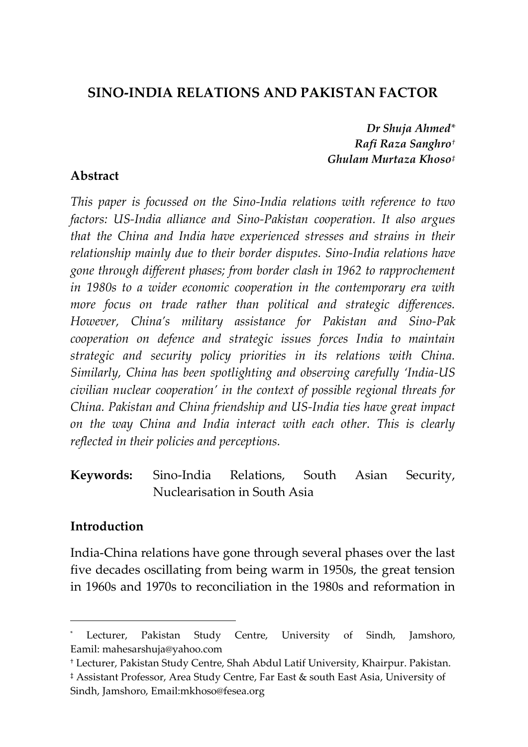# SINO-INDIA RELATIONS AND PAKISTAN FACTOR

*Dr Shuja Ahmed**
*Rafi Raza Sanghro*†
*Ghulam Murtaza Khoso*‡

## Abstract

*This paper is focussed on the Sino-India relations with reference to two factors: US-India alliance and Sino-Pakistan cooperation. It also argues that the China and India have experienced stresses and strains in their relationship mainly due to their border disputes. Sino-India relations have gone through different phases; from border clash in 1962 to rapprochement in 1980s to a wider economic cooperation in the contemporary era with more focus on trade rather than political and strategic differences. However, China's military assistance for Pakistan and Sino-Pak cooperation on defence and strategic issues forces India to maintain strategic and security policy priorities in its relations with China. Similarly, China has been spotlighting and observing carefully 'India-US civilian nuclear cooperation' in the context of possible regional threats for China. Pakistan and China friendship and US-India ties have great impact on the way China and India interact with each other. This is clearly reflected in their policies and perceptions.*

**Keywords:** Sino-India Relations, South Asian Security, Nuclearisation in South Asia

## Introduction

India-China relations have gone through several phases over the last five decades oscillating from being warm in 1950s, the great tension in 1960s and 1970s to reconciliation in the 1980s and reformation in

---

\* Lecturer, Pakistan Study Centre, University of Sindh, Jamshoro, Eamil: mahesarshuja@yahoo.com

† Lecturer, Pakistan Study Centre, Shah Abdul Latif University, Khairpur. Pakistan.

‡ Assistant Professor, Area Study Centre, Far East & south East Asia, University of Sindh, Jamshoro, Email:mkhoso@fesea.org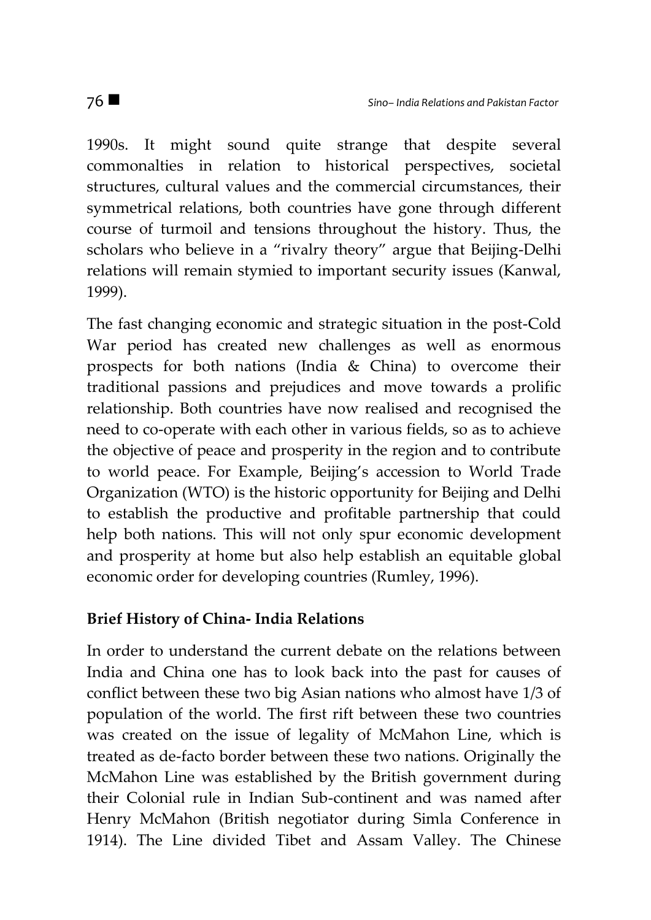1990s. It might sound quite strange that despite several commonalties in relation to historical perspectives, societal structures, cultural values and the commercial circumstances, their symmetrical relations, both countries have gone through different course of turmoil and tensions throughout the history. Thus, the scholars who believe in a "rivalry theory" argue that Beijing-Delhi relations will remain stymied to important security issues (Kanwal, 1999).

The fast changing economic and strategic situation in the post-Cold War period has created new challenges as well as enormous prospects for both nations (India & China) to overcome their traditional passions and prejudices and move towards a prolific relationship. Both countries have now realised and recognised the need to co-operate with each other in various fields, so as to achieve the objective of peace and prosperity in the region and to contribute to world peace. For Example, Beijing's accession to World Trade Organization (WTO) is the historic opportunity for Beijing and Delhi to establish the productive and profitable partnership that could help both nations. This will not only spur economic development and prosperity at home but also help establish an equitable global economic order for developing countries (Rumley, 1996).

### Brief History of China- India Relations

In order to understand the current debate on the relations between India and China one has to look back into the past for causes of conflict between these two big Asian nations who almost have 1/3 of population of the world. The first rift between these two countries was created on the issue of legality of McMahon Line, which is treated as de-facto border between these two nations. Originally the McMahon Line was established by the British government during their Colonial rule in Indian Sub-continent and was named after Henry McMahon (British negotiator during Simla Conference in 1914). The Line divided Tibet and Assam Valley. The Chinese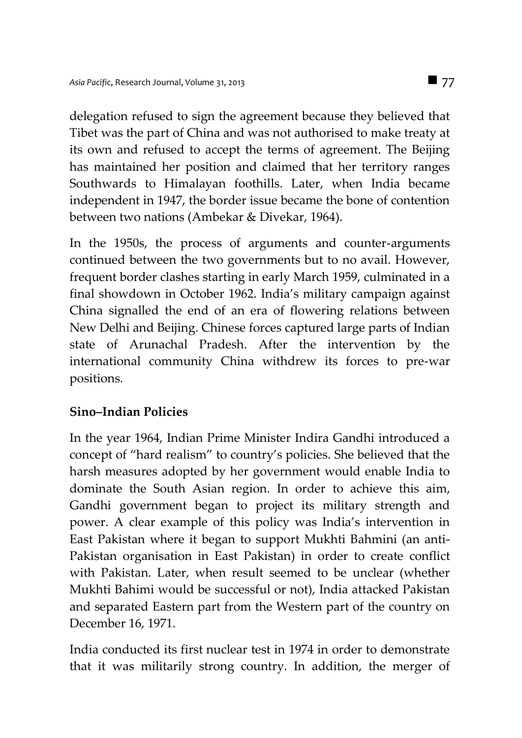delegation refused to sign the agreement because they believed that Tibet was the part of China and was not authorised to make treaty at its own and refused to accept the terms of agreement. The Beijing has maintained her position and claimed that her territory ranges Southwards to Himalayan foothills. Later, when India became independent in 1947, the border issue became the bone of contention between two nations (Ambekar & Divekar, 1964).

In the 1950s, the process of arguments and counter-arguments continued between the two governments but to no avail. However, frequent border clashes starting in early March 1959, culminated in a final showdown in October 1962. India's military campaign against China signalled the end of an era of flowering relations between New Delhi and Beijing. Chinese forces captured large parts of Indian state of Arunachal Pradesh. After the intervention by the international community China withdrew its forces to pre-war positions.

**Sino–Indian Policies**

In the year 1964, Indian Prime Minister Indira Gandhi introduced a concept of "hard realism" to country's policies. She believed that the harsh measures adopted by her government would enable India to dominate the South Asian region. In order to achieve this aim, Gandhi government began to project its military strength and power. A clear example of this policy was India's intervention in East Pakistan where it began to support Mukhti Bahmini (an anti-Pakistan organisation in East Pakistan) in order to create conflict with Pakistan. Later, when result seemed to be unclear (whether Mukhti Bahimi would be successful or not), India attacked Pakistan and separated Eastern part from the Western part of the country on December 16, 1971.

India conducted its first nuclear test in 1974 in order to demonstrate that it was militarily strong country. In addition, the merger of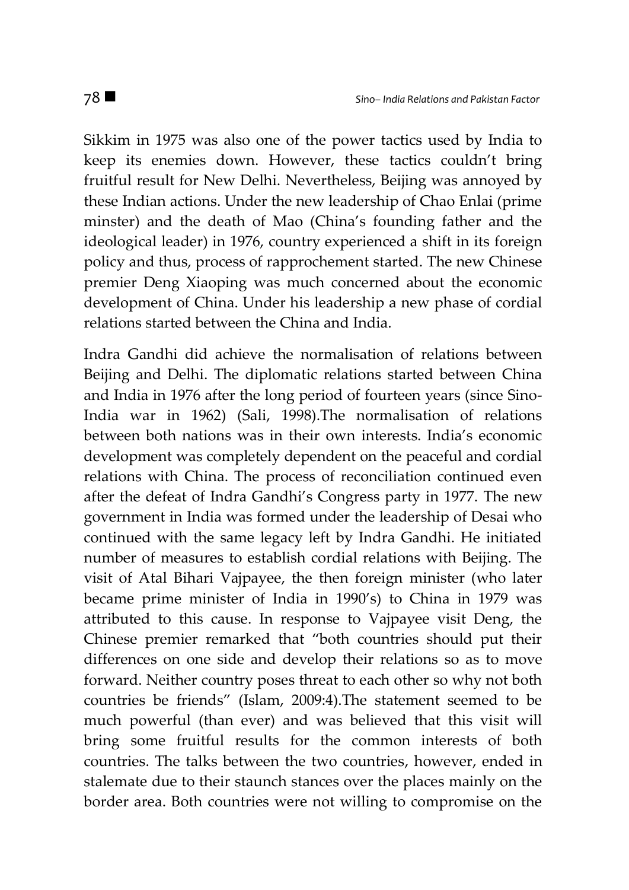Sikkim in 1975 was also one of the power tactics used by India to keep its enemies down. However, these tactics couldn't bring fruitful result for New Delhi. Nevertheless, Beijing was annoyed by these Indian actions. Under the new leadership of Chao Enlai (prime minster) and the death of Mao (China's founding father and the ideological leader) in 1976, country experienced a shift in its foreign policy and thus, process of rapprochement started. The new Chinese premier Deng Xiaoping was much concerned about the economic development of China. Under his leadership a new phase of cordial relations started between the China and India.

Indra Gandhi did achieve the normalisation of relations between Beijing and Delhi. The diplomatic relations started between China and India in 1976 after the long period of fourteen years (since Sino-India war in 1962) (Sali, 1998).The normalisation of relations between both nations was in their own interests. India's economic development was completely dependent on the peaceful and cordial relations with China. The process of reconciliation continued even after the defeat of Indra Gandhi's Congress party in 1977. The new government in India was formed under the leadership of Desai who continued with the same legacy left by Indra Gandhi. He initiated number of measures to establish cordial relations with Beijing. The visit of Atal Bihari Vajpayee, the then foreign minister (who later became prime minister of India in 1990's) to China in 1979 was attributed to this cause. In response to Vajpayee visit Deng, the Chinese premier remarked that "both countries should put their differences on one side and develop their relations so as to move forward. Neither country poses threat to each other so why not both countries be friends" (Islam, 2009:4).The statement seemed to be much powerful (than ever) and was believed that this visit will bring some fruitful results for the common interests of both countries. The talks between the two countries, however, ended in stalemate due to their staunch stances over the places mainly on the border area. Both countries were not willing to compromise on the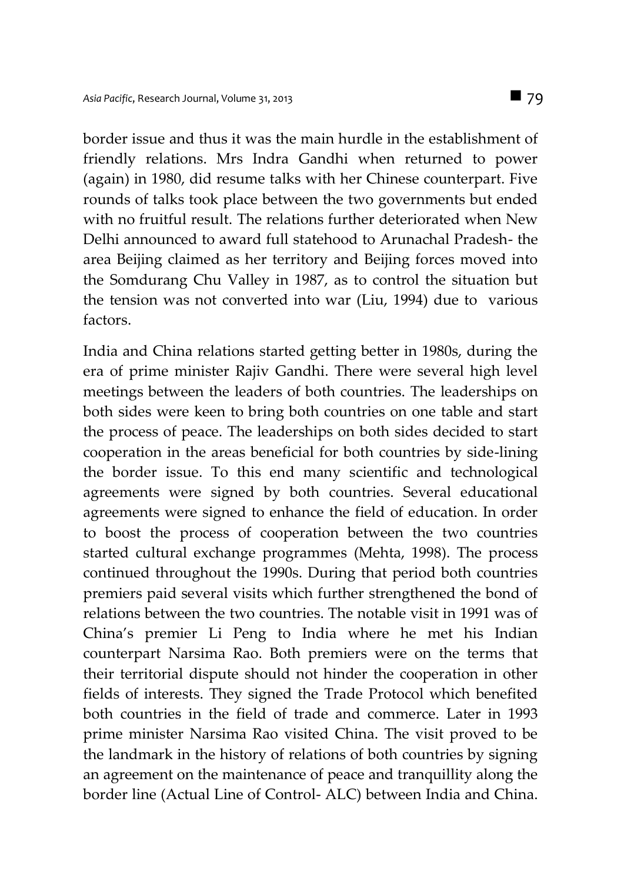border issue and thus it was the main hurdle in the establishment of friendly relations. Mrs Indra Gandhi when returned to power (again) in 1980, did resume talks with her Chinese counterpart. Five rounds of talks took place between the two governments but ended with no fruitful result. The relations further deteriorated when New Delhi announced to award full statehood to Arunachal Pradesh- the area Beijing claimed as her territory and Beijing forces moved into the Somdurang Chu Valley in 1987, as to control the situation but the tension was not converted into war (Liu, 1994) due to various factors.

India and China relations started getting better in 1980s, during the era of prime minister Rajiv Gandhi. There were several high level meetings between the leaders of both countries. The leaderships on both sides were keen to bring both countries on one table and start the process of peace. The leaderships on both sides decided to start cooperation in the areas beneficial for both countries by side-lining the border issue. To this end many scientific and technological agreements were signed by both countries. Several educational agreements were signed to enhance the field of education. In order to boost the process of cooperation between the two countries started cultural exchange programmes (Mehta, 1998). The process continued throughout the 1990s. During that period both countries premiers paid several visits which further strengthened the bond of relations between the two countries. The notable visit in 1991 was of China's premier Li Peng to India where he met his Indian counterpart Narsima Rao. Both premiers were on the terms that their territorial dispute should not hinder the cooperation in other fields of interests. They signed the Trade Protocol which benefited both countries in the field of trade and commerce. Later in 1993 prime minister Narsima Rao visited China. The visit proved to be the landmark in the history of relations of both countries by signing an agreement on the maintenance of peace and tranquillity along the border line (Actual Line of Control- ALC) between India and China.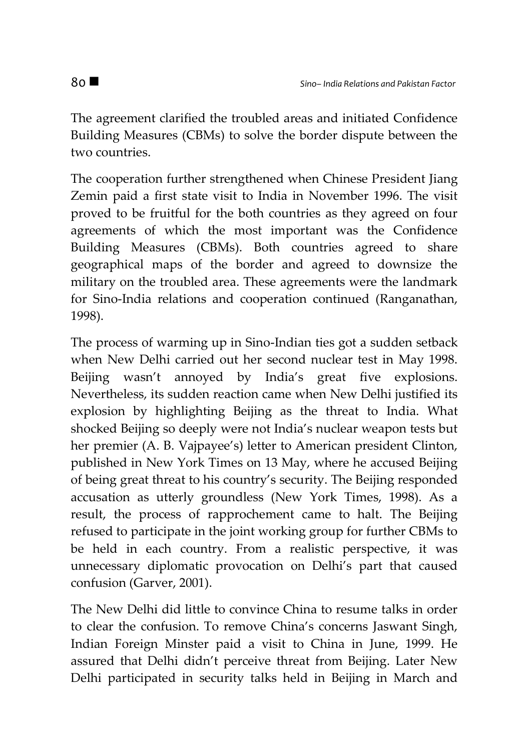The agreement clarified the troubled areas and initiated Confidence Building Measures (CBMs) to solve the border dispute between the two countries.

The cooperation further strengthened when Chinese President Jiang Zemin paid a first state visit to India in November 1996. The visit proved to be fruitful for the both countries as they agreed on four agreements of which the most important was the Confidence Building Measures (CBMs). Both countries agreed to share geographical maps of the border and agreed to downsize the military on the troubled area. These agreements were the landmark for Sino-India relations and cooperation continued (Ranganathan, 1998).

The process of warming up in Sino-Indian ties got a sudden setback when New Delhi carried out her second nuclear test in May 1998. Beijing wasn't annoyed by India's great five explosions. Nevertheless, its sudden reaction came when New Delhi justified its explosion by highlighting Beijing as the threat to India. What shocked Beijing so deeply were not India's nuclear weapon tests but her premier (A. B. Vajpayee's) letter to American president Clinton, published in New York Times on 13 May, where he accused Beijing of being great threat to his country's security. The Beijing responded accusation as utterly groundless (New York Times, 1998). As a result, the process of rapprochement came to halt. The Beijing refused to participate in the joint working group for further CBMs to be held in each country. From a realistic perspective, it was unnecessary diplomatic provocation on Delhi's part that caused confusion (Garver, 2001).

The New Delhi did little to convince China to resume talks in order to clear the confusion. To remove China's concerns Jaswant Singh, Indian Foreign Minster paid a visit to China in June, 1999. He assured that Delhi didn't perceive threat from Beijing. Later New Delhi participated in security talks held in Beijing in March and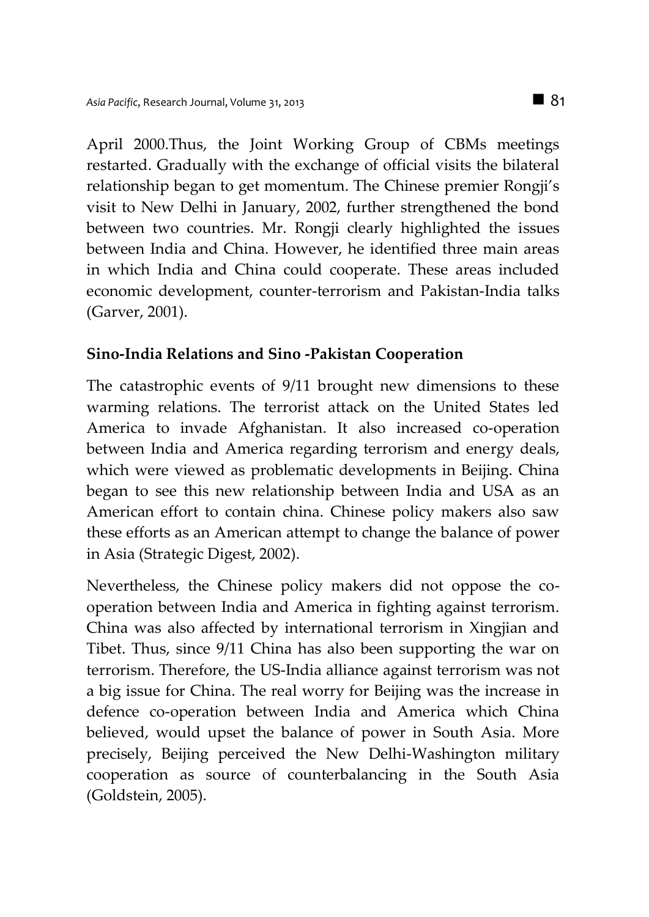April 2000.Thus, the Joint Working Group of CBMs meetings restarted. Gradually with the exchange of official visits the bilateral relationship began to get momentum. The Chinese premier Rongji's visit to New Delhi in January, 2002, further strengthened the bond between two countries. Mr. Rongji clearly highlighted the issues between India and China. However, he identified three main areas in which India and China could cooperate. These areas included economic development, counter-terrorism and Pakistan-India talks (Garver, 2001).

## Sino-India Relations and Sino -Pakistan Cooperation

The catastrophic events of 9/11 brought new dimensions to these warming relations. The terrorist attack on the United States led America to invade Afghanistan. It also increased co-operation between India and America regarding terrorism and energy deals, which were viewed as problematic developments in Beijing. China began to see this new relationship between India and USA as an American effort to contain china. Chinese policy makers also saw these efforts as an American attempt to change the balance of power in Asia (Strategic Digest, 2002).

Nevertheless, the Chinese policy makers did not oppose the co-operation between India and America in fighting against terrorism. China was also affected by international terrorism in Xingjian and Tibet. Thus, since 9/11 China has also been supporting the war on terrorism. Therefore, the US-India alliance against terrorism was not a big issue for China. The real worry for Beijing was the increase in defence co-operation between India and America which China believed, would upset the balance of power in South Asia. More precisely, Beijing perceived the New Delhi-Washington military cooperation as source of counterbalancing in the South Asia (Goldstein, 2005).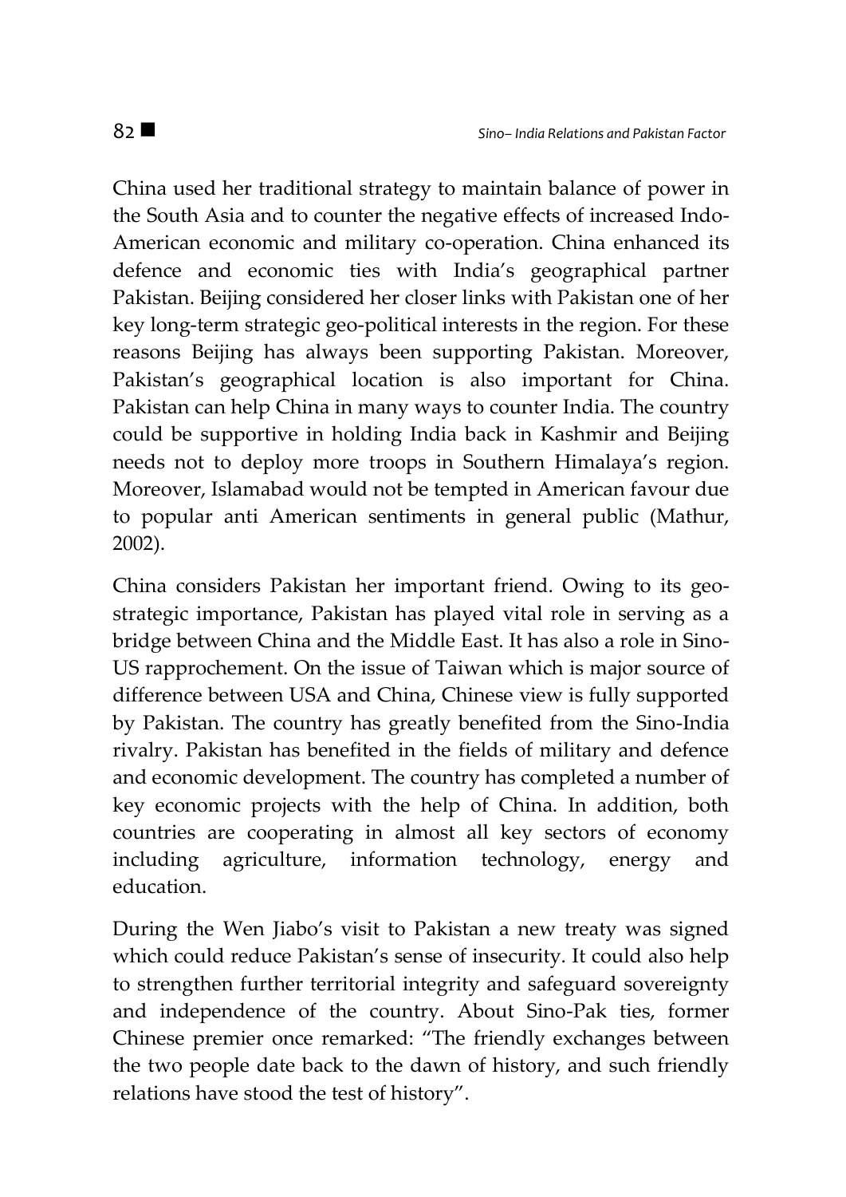China used her traditional strategy to maintain balance of power in the South Asia and to counter the negative effects of increased Indo-American economic and military co-operation. China enhanced its defence and economic ties with India's geographical partner Pakistan. Beijing considered her closer links with Pakistan one of her key long-term strategic geo-political interests in the region. For these reasons Beijing has always been supporting Pakistan. Moreover, Pakistan's geographical location is also important for China. Pakistan can help China in many ways to counter India. The country could be supportive in holding India back in Kashmir and Beijing needs not to deploy more troops in Southern Himalaya's region. Moreover, Islamabad would not be tempted in American favour due to popular anti American sentiments in general public (Mathur, 2002).

China considers Pakistan her important friend. Owing to its geo-strategic importance, Pakistan has played vital role in serving as a bridge between China and the Middle East. It has also a role in Sino-US rapprochement. On the issue of Taiwan which is major source of difference between USA and China, Chinese view is fully supported by Pakistan. The country has greatly benefited from the Sino-India rivalry. Pakistan has benefited in the fields of military and defence and economic development. The country has completed a number of key economic projects with the help of China. In addition, both countries are cooperating in almost all key sectors of economy including agriculture, information technology, energy and education.

During the Wen Jiabo's visit to Pakistan a new treaty was signed which could reduce Pakistan's sense of insecurity. It could also help to strengthen further territorial integrity and safeguard sovereignty and independence of the country. About Sino-Pak ties, former Chinese premier once remarked: "The friendly exchanges between the two people date back to the dawn of history, and such friendly relations have stood the test of history".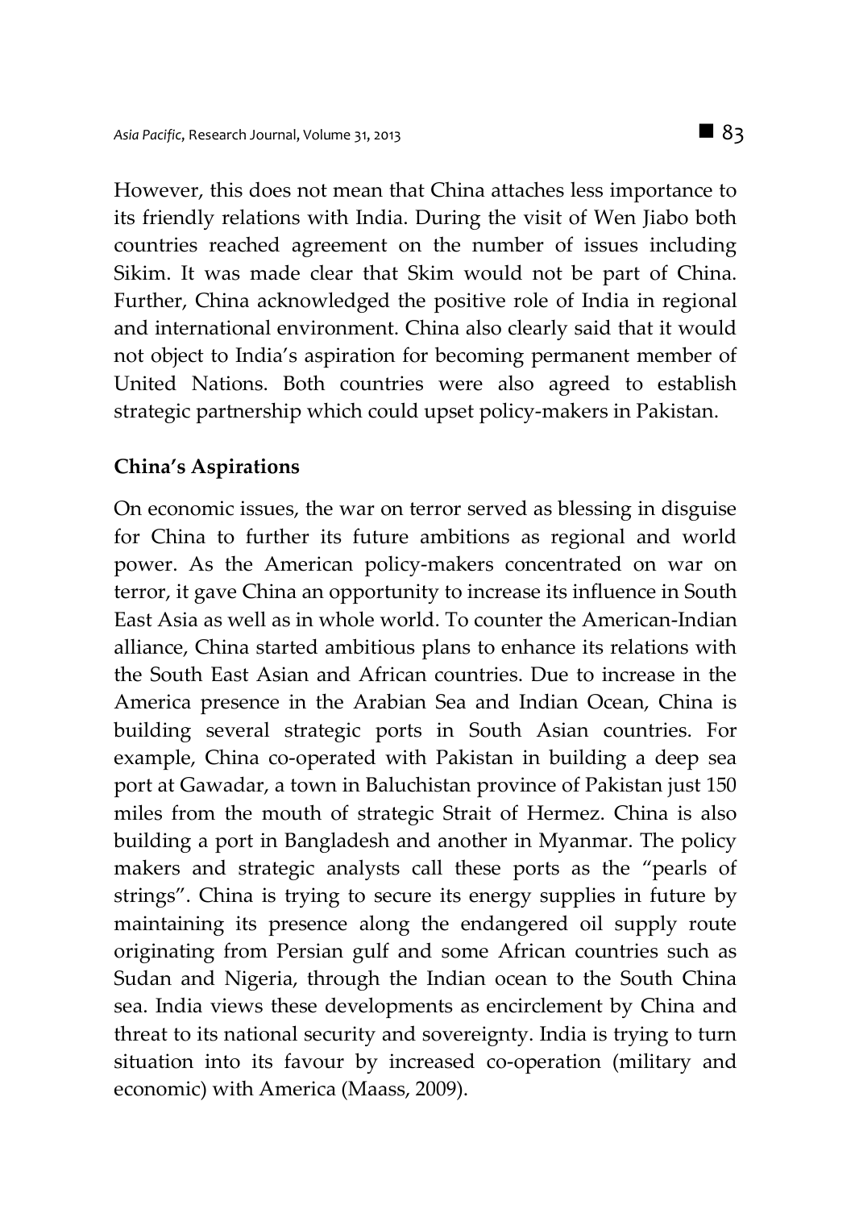However, this does not mean that China attaches less importance to its friendly relations with India. During the visit of Wen Jiabo both countries reached agreement on the number of issues including Sikim. It was made clear that Skim would not be part of China. Further, China acknowledged the positive role of India in regional and international environment. China also clearly said that it would not object to India's aspiration for becoming permanent member of United Nations. Both countries were also agreed to establish strategic partnership which could upset policy-makers in Pakistan.

## China's Aspirations

On economic issues, the war on terror served as blessing in disguise for China to further its future ambitions as regional and world power. As the American policy-makers concentrated on war on terror, it gave China an opportunity to increase its influence in South East Asia as well as in whole world. To counter the American-Indian alliance, China started ambitious plans to enhance its relations with the South East Asian and African countries. Due to increase in the America presence in the Arabian Sea and Indian Ocean, China is building several strategic ports in South Asian countries. For example, China co-operated with Pakistan in building a deep sea port at Gawadar, a town in Baluchistan province of Pakistan just 150 miles from the mouth of strategic Strait of Hermez. China is also building a port in Bangladesh and another in Myanmar. The policy makers and strategic analysts call these ports as the "pearls of strings". China is trying to secure its energy supplies in future by maintaining its presence along the endangered oil supply route originating from Persian gulf and some African countries such as Sudan and Nigeria, through the Indian ocean to the South China sea. India views these developments as encirclement by China and threat to its national security and sovereignty. India is trying to turn situation into its favour by increased co-operation (military and economic) with America (Maass, 2009).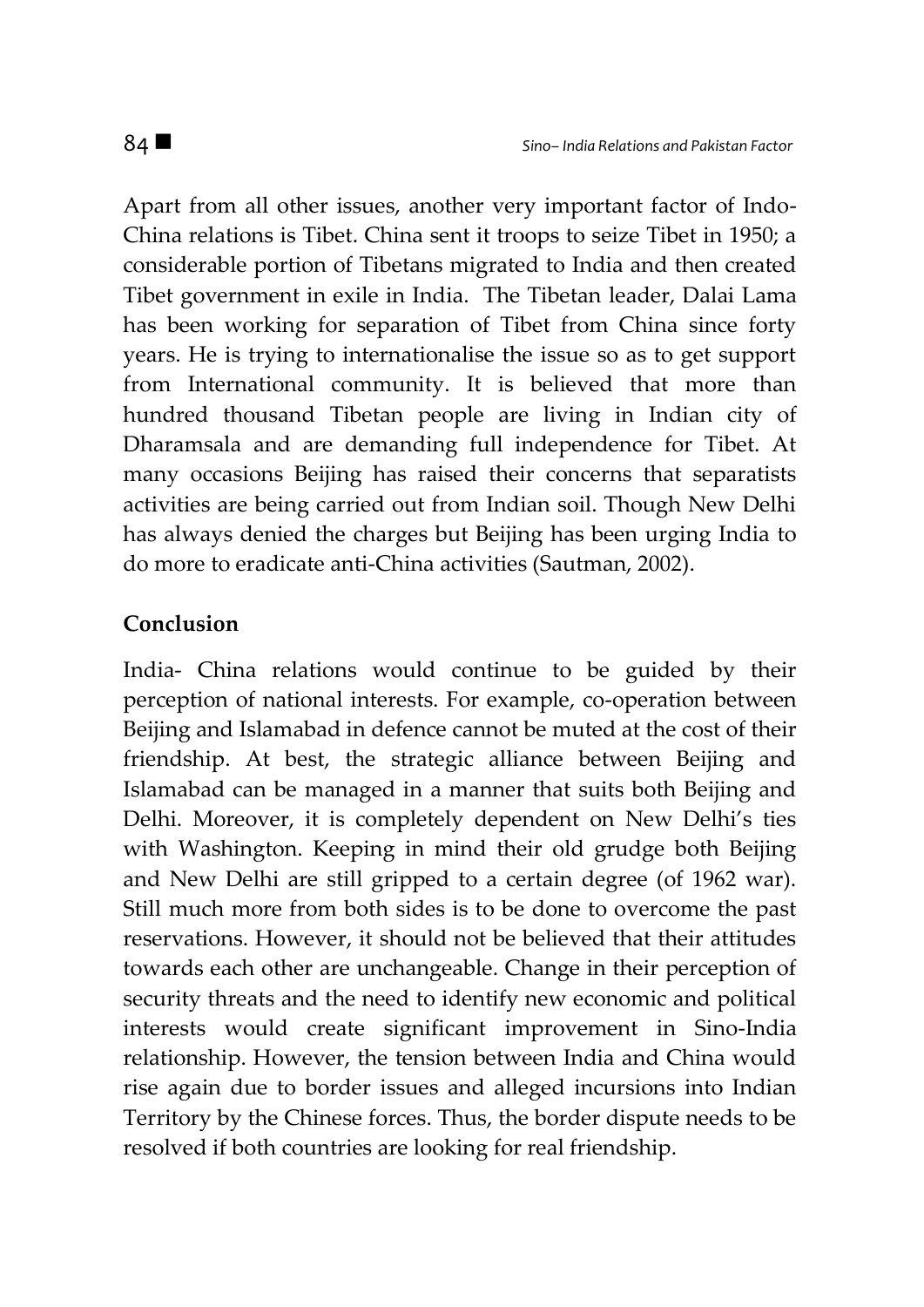Apart from all other issues, another very important factor of Indo-China relations is Tibet. China sent it troops to seize Tibet in 1950; a considerable portion of Tibetans migrated to India and then created Tibet government in exile in India. The Tibetan leader, Dalai Lama has been working for separation of Tibet from China since forty years. He is trying to internationalise the issue so as to get support from International community. It is believed that more than hundred thousand Tibetan people are living in Indian city of Dharamsala and are demanding full independence for Tibet. At many occasions Beijing has raised their concerns that separatists activities are being carried out from Indian soil. Though New Delhi has always denied the charges but Beijing has been urging India to do more to eradicate anti-China activities (Sautman, 2002).

**Conclusion**

India- China relations would continue to be guided by their perception of national interests. For example, co-operation between Beijing and Islamabad in defence cannot be muted at the cost of their friendship. At best, the strategic alliance between Beijing and Islamabad can be managed in a manner that suits both Beijing and Delhi. Moreover, it is completely dependent on New Delhi's ties with Washington. Keeping in mind their old grudge both Beijing and New Delhi are still gripped to a certain degree (of 1962 war). Still much more from both sides is to be done to overcome the past reservations. However, it should not be believed that their attitudes towards each other are unchangeable. Change in their perception of security threats and the need to identify new economic and political interests would create significant improvement in Sino-India relationship. However, the tension between India and China would rise again due to border issues and alleged incursions into Indian Territory by the Chinese forces. Thus, the border dispute needs to be resolved if both countries are looking for real friendship.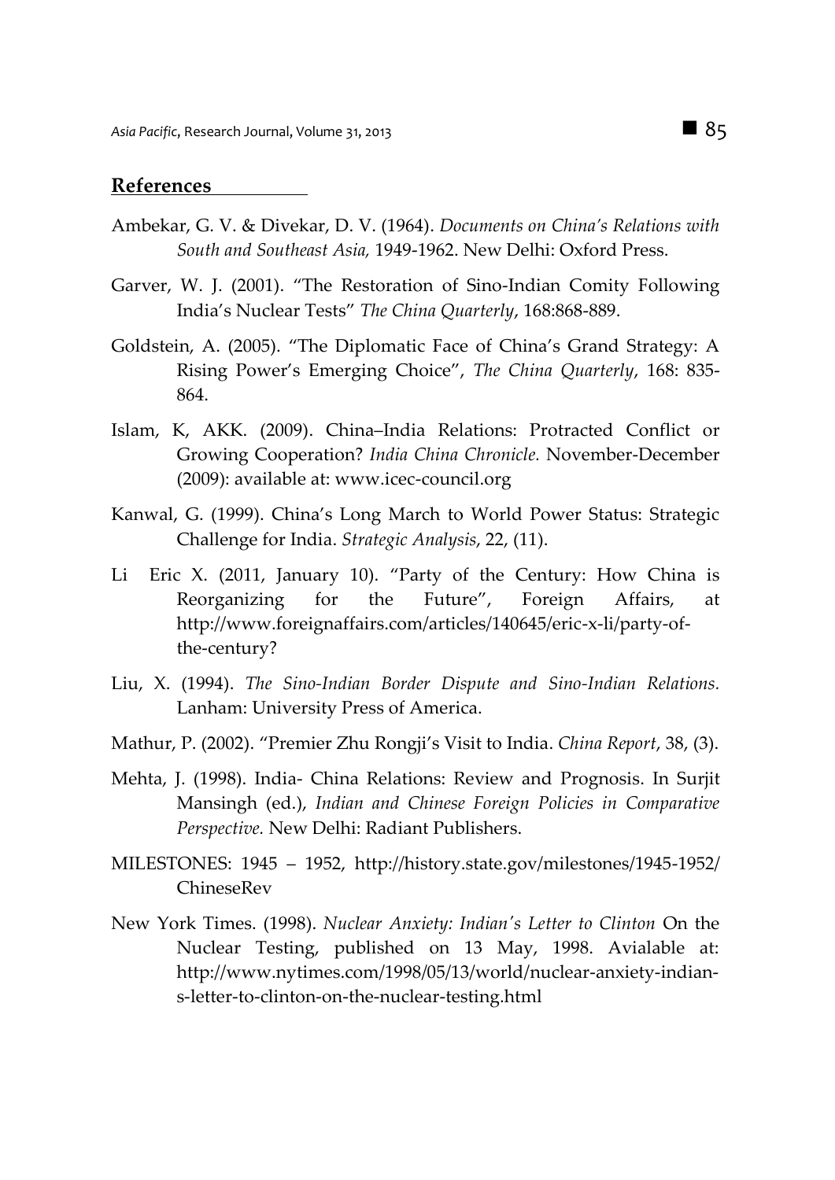## References

Ambekar, G. V. & Divekar, D. V. (1964). *Documents on China's Relations with South and Southeast Asia,* 1949-1962. New Delhi: Oxford Press.

Garver, W. J. (2001). "The Restoration of Sino-Indian Comity Following India's Nuclear Tests" *The China Quarterly*, 168:868-889.

Goldstein, A. (2005). "The Diplomatic Face of China's Grand Strategy: A Rising Power's Emerging Choice", *The China Quarterly*, 168: 835-864.

Islam, K, AKK. (2009). China–India Relations: Protracted Conflict or Growing Cooperation? *India China Chronicle.* November-December (2009): available at: www.icec-council.org

Kanwal, G. (1999). China's Long March to World Power Status: Strategic Challenge for India. *Strategic Analysis*, 22, (11).

Li Eric X. (2011, January 10). "Party of the Century: How China is Reorganizing for the Future", Foreign Affairs, at http://www.foreignaffairs.com/articles/140645/eric-x-li/party-of-the-century?

Liu, X. (1994). *The Sino-Indian Border Dispute and Sino-Indian Relations.* Lanham: University Press of America.

Mathur, P. (2002). "Premier Zhu Rongji's Visit to India. *China Report*, 38, (3).

Mehta, J. (1998). India- China Relations: Review and Prognosis. In Surjit Mansingh (ed.), *Indian and Chinese Foreign Policies in Comparative Perspective.* New Delhi: Radiant Publishers.

MILESTONES: 1945 – 1952, http://history.state.gov/milestones/1945-1952/ChineseRev

New York Times. (1998). *Nuclear Anxiety: Indian's Letter to Clinton* On the Nuclear Testing, published on 13 May, 1998. Avialable at: http://www.nytimes.com/1998/05/13/world/nuclear-anxiety-indian-s-letter-to-clinton-on-the-nuclear-testing.html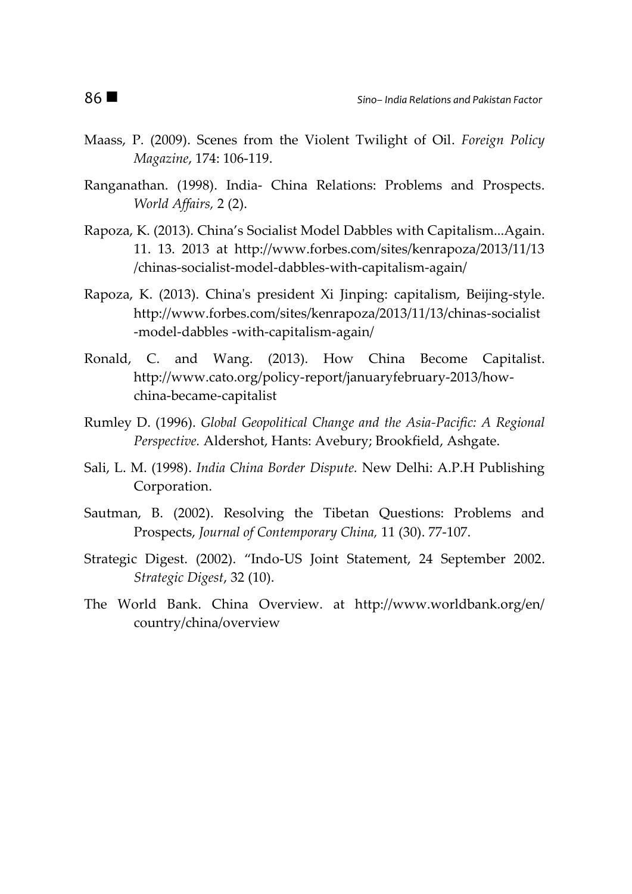Maass, P. (2009). Scenes from the Violent Twilight of Oil. *Foreign Policy Magazine*, 174: 106-119.

Ranganathan. (1998). India- China Relations: Problems and Prospects. *World Affairs,* 2 (2).

Rapoza, K. (2013). China's Socialist Model Dabbles with Capitalism...Again. 11. 13. 2013 at http://www.forbes.com/sites/kenrapoza/2013/11/13/chinas-socialist-model-dabbles-with-capitalism-again/

Rapoza, K. (2013). China's president Xi Jinping: capitalism, Beijing-style. http://www.forbes.com/sites/kenrapoza/2013/11/13/chinas-socialist-model-dabbles -with-capitalism-again/

Ronald, C. and Wang. (2013). How China Become Capitalist. http://www.cato.org/policy-report/januaryfebruary-2013/how-china-became-capitalist

Rumley D. (1996). *Global Geopolitical Change and the Asia-Pacific: A Regional Perspective.* Aldershot, Hants: Avebury; Brookfield, Ashgate.

Sali, L. M. (1998). *India China Border Dispute.* New Delhi: A.P.H Publishing Corporation.

Sautman, B. (2002). Resolving the Tibetan Questions: Problems and Prospects, *Journal of Contemporary China,* 11 (30). 77-107.

Strategic Digest. (2002). "Indo-US Joint Statement, 24 September 2002. *Strategic Digest*, 32 (10).

The World Bank. China Overview. at http://www.worldbank.org/en/country/china/overview